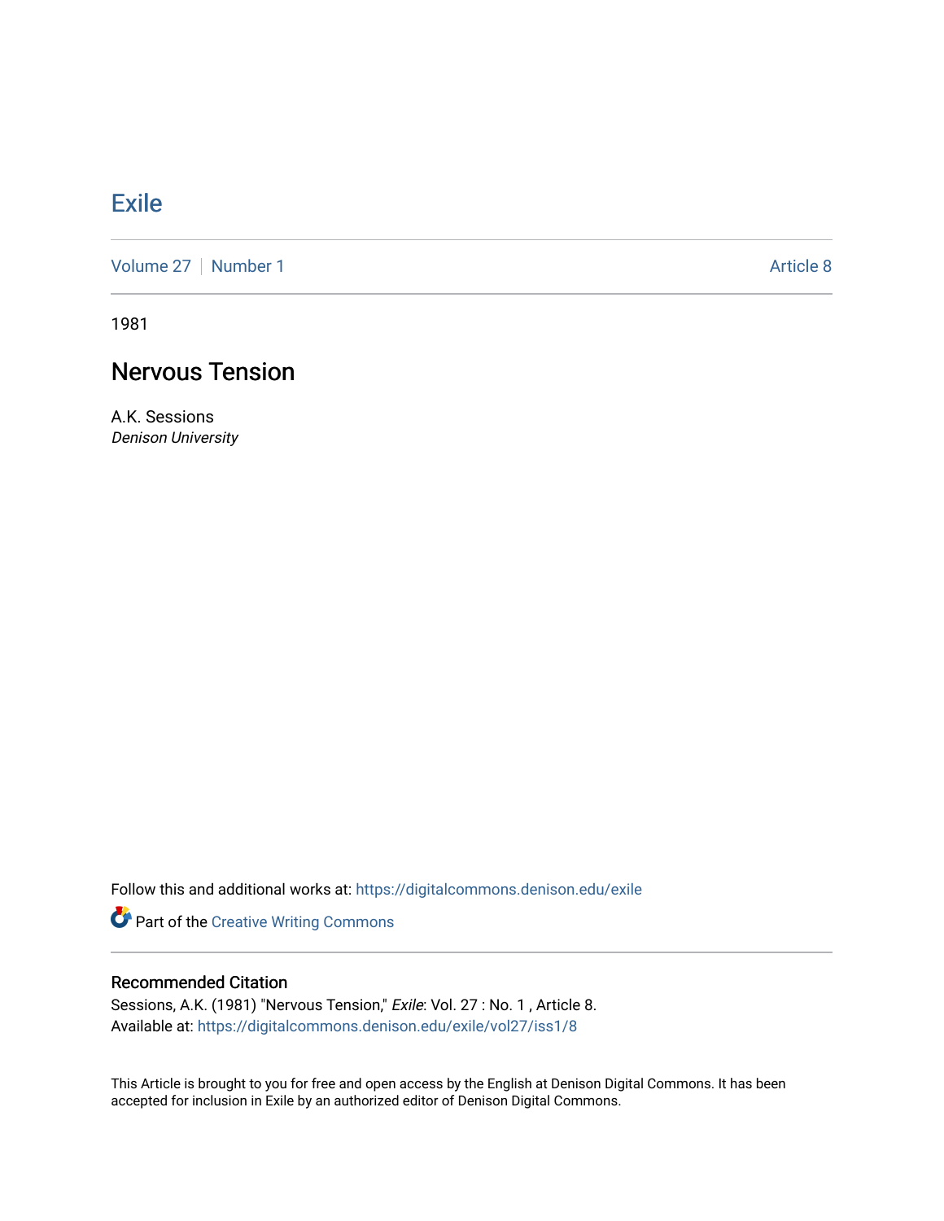# Exile

Volume 27 | Number 1 | Article 8

1981

## Nervous Tension

A.K. Sessions
*Denison University*

Follow this and additional works at: https://digitalcommons.denison.edu/exile

Part of the Creative Writing Commons

### Recommended Citation

Sessions, A.K. (1981) "Nervous Tension," *Exile*: Vol. 27 : No. 1 , Article 8.
Available at: https://digitalcommons.denison.edu/exile/vol27/iss1/8

This Article is brought to you for free and open access by the English at Denison Digital Commons. It has been accepted for inclusion in Exile by an authorized editor of Denison Digital Commons.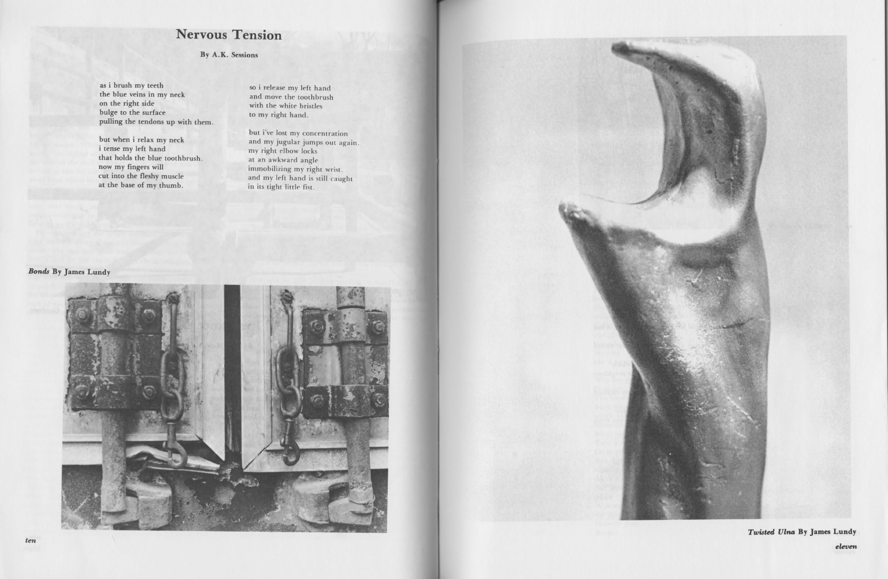# Nervous Tension

**By A.K. Sessions**

as i brush my teeth
the blue veins in my neck
on the right side
bulge to the surface
pulling the tendons up with them.

but when i relax my neck
i tense my left hand
that holds the blue toothbrush.
now my fingers will
cut into the fleshy muscle
at the base of my thumb.

so i release my left hand
and move the toothbrush
with the white bristles
to my right hand.

but i've lost my concentration
and my jugular jumps out again.
my right elbow locks
at an awkward angle
immobilizing my right wrist.
and my left hand is still caught
in its tight little fist.

***Bonds*** **By James Lundy**

***Twisted Ulna*** **By James Lundy**